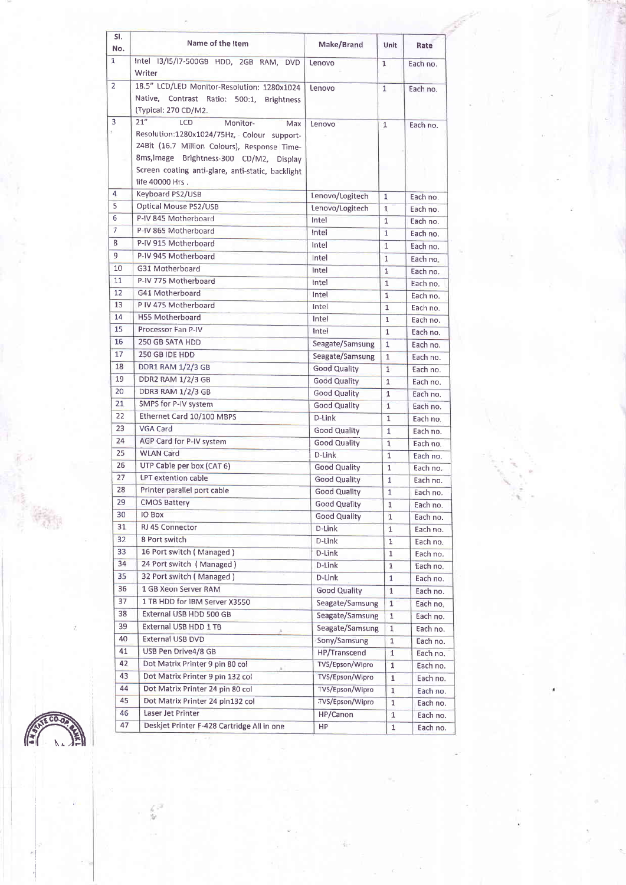| Sl. No. | Name of the Item | Make/Brand | Unit | Rate |
|---|---|---|---|---|
| 1 | Intel I3/I5/I7-500GB HDD, 2GB RAM, DVD Writer | Lenovo | 1 | Each no. |
| 2 | 18.5" LCD/LED Monitor-Resolution: 1280x1024 Native, Contrast Ratio: 500:1, Brightness (Typical: 270 CD/M2. | Lenovo | 1 | Each no. |
| 3 | 21" LCD Monitor- Max Resolution:1280x1024/75Hz, Colour support-24Bit (16.7 Million Colours), Response Time-8ms,Image Brightness-300 CD/M2, Display Screen coating anti-glare, anti-static, backlight life 40000 Hrs . | Lenovo | 1 | Each no. |
| 4 | Keyboard PS2/USB | Lenovo/Logitech | 1 | Each no. |
| 5 | Optical Mouse PS2/USB | Lenovo/Logitech | 1 | Each no. |
| 6 | P-IV 845 Motherboard | Intel | 1 | Each no. |
| 7 | P-IV 865 Motherboard | Intel | 1 | Each no. |
| 8 | P-IV 915 Motherboard | Intel | 1 | Each no. |
| 9 | P-IV 945 Motherboard | Intel | 1 | Each no. |
| 10 | G31 Motherboard | Intel | 1 | Each no. |
| 11 | P-IV 775 Motherboard | Intel | 1 | Each no. |
| 12 | G41 Motherboard | Intel | 1 | Each no. |
| 13 | P IV 475 Motherboard | Intel | 1 | Each no. |
| 14 | H55 Motherboard | Intel | 1 | Each no. |
| 15 | Processor Fan P-IV | Intel | 1 | Each no. |
| 16 | 250 GB SATA HDD | Seagate/Samsung | 1 | Each no. |
| 17 | 250 GB IDE HDD | Seagate/Samsung | 1 | Each no. |
| 18 | DDR1 RAM 1/2/3 GB | Good Quality | 1 | Each no. |
| 19 | DDR2 RAM 1/2/3 GB | Good Quality | 1 | Each no. |
| 20 | DDR3 RAM 1/2/3 GB | Good Quality | 1 | Each no. |
| 21 | SMPS for P-IV system | Good Quality | 1 | Each no. |
| 22 | Ethernet Card 10/100 MBPS | D-Link | 1 | Each no. |
| 23 | VGA Card | Good Quality | 1 | Each no. |
| 24 | AGP Card for P-IV system | Good Quality | 1 | Each no. |
| 25 | WLAN Card | D-Link | 1 | Each no. |
| 26 | UTP Cable per box (CAT 6) | Good Quality | 1 | Each no. |
| 27 | LPT extention cable | Good Quality | 1 | Each no. |
| 28 | Printer parallel port cable | Good Quality | 1 | Each no. |
| 29 | CMOS Battery | Good Quality | 1 | Each no. |
| 30 | IO Box | Good Quality | 1 | Each no. |
| 31 | RJ 45 Connector | D-Link | 1 | Each no. |
| 32 | 8 Port switch | D-Link | 1 | Each no. |
| 33 | 16 Port switch ( Managed ) | D-Link | 1 | Each no. |
| 34 | 24 Port switch ( Managed ) | D-Link | 1 | Each no. |
| 35 | 32 Port switch ( Managed ) | D-Link | 1 | Each no. |
| 36 | 1 GB Xeon Server RAM | Good Quality | 1 | Each no. |
| 37 | 1 TB HDD for IBM Server X3550 | Seagate/Samsung | 1 | Each no. |
| 38 | External USB HDD 500 GB | Seagate/Samsung | 1 | Each no. |
| 39 | External USB HDD 1 TB | Seagate/Samsung | 1 | Each no. |
| 40 | External USB DVD | Sony/Samsung | 1 | Each no. |
| 41 | USB Pen Drive4/8 GB | HP/Transcend | 1 | Each no. |
| 42 | Dot Matrix Printer 9 pin 80 col | TVS/Epson/Wipro | 1 | Each no. |
| 43 | Dot Matrix Printer 9 pin 132 col | TVS/Epson/Wipro | 1 | Each no. |
| 44 | Dot Matrix Printer 24 pin 80 col | TVS/Epson/Wipro | 1 | Each no. |
| 45 | Dot Matrix Printer 24 pin132 col | TVS/Epson/Wipro | 1 | Each no. |
| 46 | Laser Jet Printer | HP/Canon | 1 | Each no. |
| 47 | Deskjet Printer F-428 Cartridge All in one | HP | 1 | Each no. |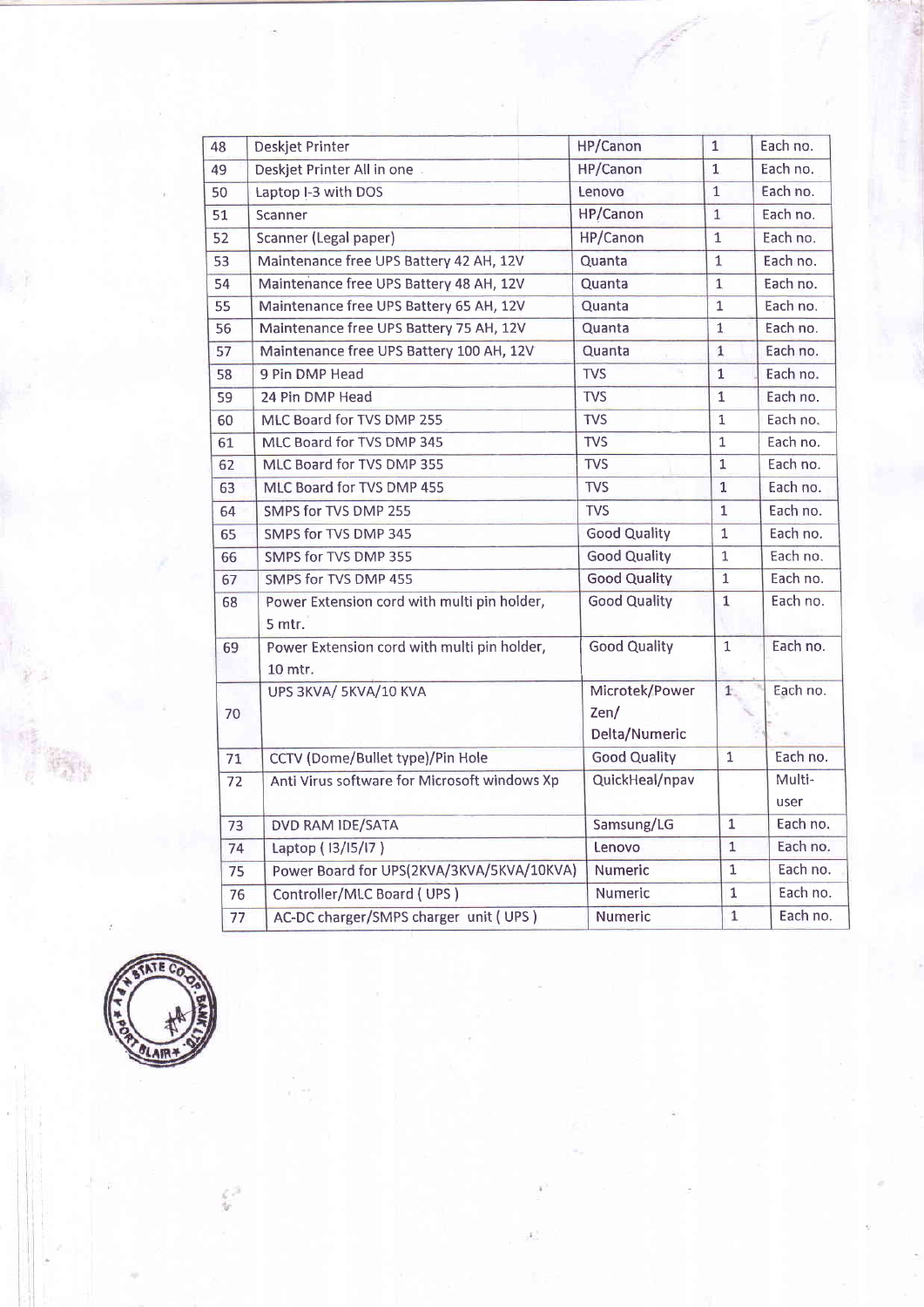| 48 | Deskjet Printer | HP/Canon | 1 | Each no. |
|---|---|---|---|---|
| 49 | Deskjet Printer All in one | HP/Canon | 1 | Each no. |
| 50 | Laptop I-3 with DOS | Lenovo | 1 | Each no. |
| 51 | Scanner | HP/Canon | 1 | Each no. |
| 52 | Scanner (Legal paper) | HP/Canon | 1 | Each no. |
| 53 | Maintenance free UPS Battery 42 AH, 12V | Quanta | 1 | Each no. |
| 54 | Maintenance free UPS Battery 48 AH, 12V | Quanta | 1 | Each no. |
| 55 | Maintenance free UPS Battery 65 AH, 12V | Quanta | 1 | Each no. |
| 56 | Maintenance free UPS Battery 75 AH, 12V | Quanta | 1 | Each no. |
| 57 | Maintenance free UPS Battery 100 AH, 12V | Quanta | 1 | Each no. |
| 58 | 9 Pin DMP Head | TVS | 1 | Each no. |
| 59 | 24 Pin DMP Head | TVS | 1 | Each no. |
| 60 | MLC Board for TVS DMP 255 | TVS | 1 | Each no. |
| 61 | MLC Board for TVS DMP 345 | TVS | 1 | Each no. |
| 62 | MLC Board for TVS DMP 355 | TVS | 1 | Each no. |
| 63 | MLC Board for TVS DMP 455 | TVS | 1 | Each no. |
| 64 | SMPS for TVS DMP 255 | TVS | 1 | Each no. |
| 65 | SMPS for TVS DMP 345 | Good Quality | 1 | Each no. |
| 66 | SMPS for TVS DMP 355 | Good Quality | 1 | Each no. |
| 67 | SMPS for TVS DMP 455 | Good Quality | 1 | Each no. |
| 68 | Power Extension cord with multi pin holder, 5 mtr. | Good Quality | 1 | Each no. |
| 69 | Power Extension cord with multi pin holder, 10 mtr. | Good Quality | 1 | Each no. |
| 70 | UPS 3KVA/ 5KVA/10 KVA | Microtek/Power Zen/ Delta/Numeric | 1 | Each no. |
| 71 | CCTV (Dome/Bullet type)/Pin Hole | Good Quality | 1 | Each no. |
| 72 | Anti Virus software for Microsoft windows Xp | QuickHeal/npav | | Multi-user |
| 73 | DVD RAM IDE/SATA | Samsung/LG | 1 | Each no. |
| 74 | Laptop ( I3/I5/I7 ) | Lenovo | 1 | Each no. |
| 75 | Power Board for UPS(2KVA/3KVA/5KVA/10KVA) | Numeric | 1 | Each no. |
| 76 | Controller/MLC Board ( UPS ) | Numeric | 1 | Each no. |
| 77 | AC-DC charger/SMPS charger unit ( UPS ) | Numeric | 1 | Each no. |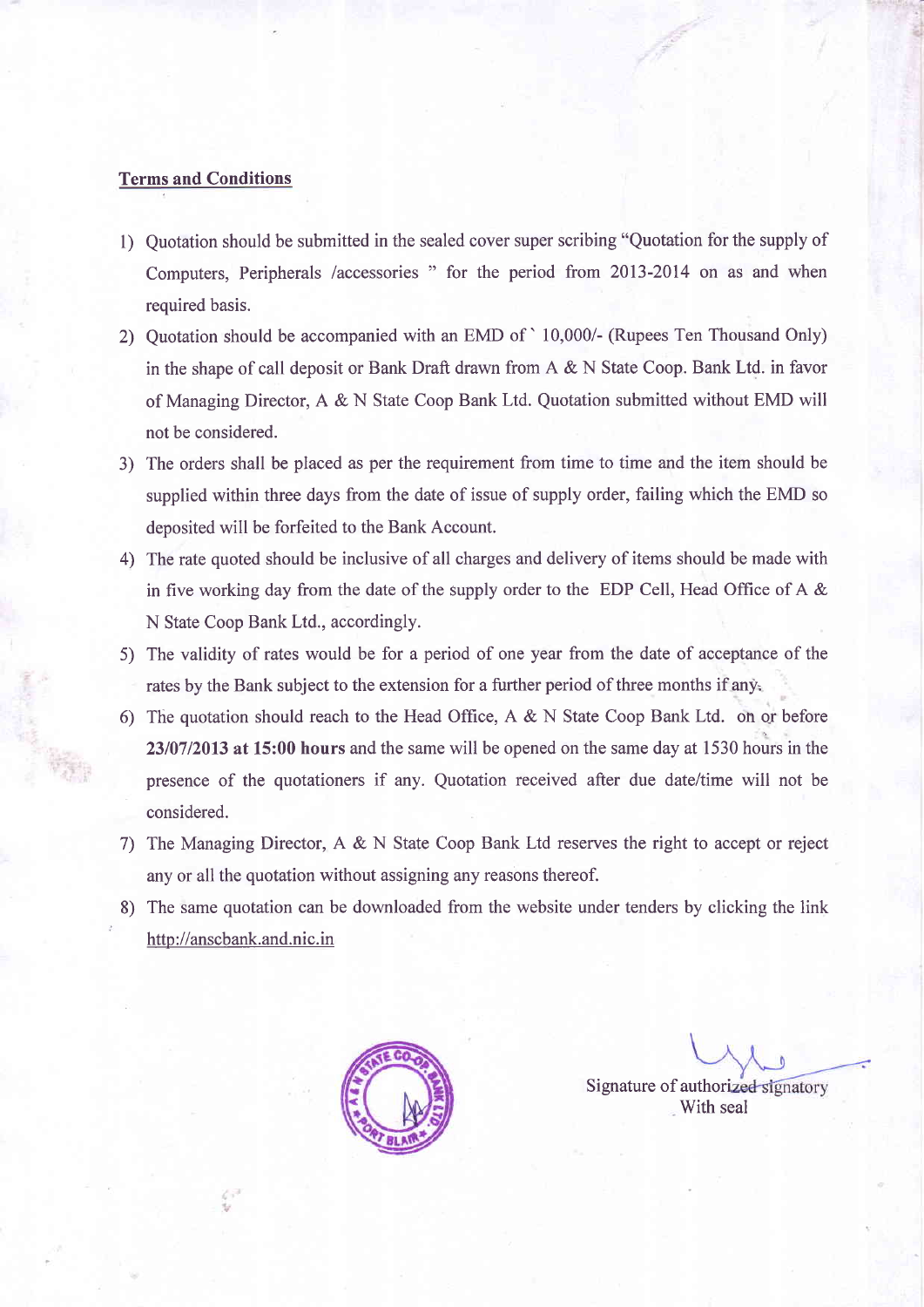**Terms and Conditions**

1) Quotation should be submitted in the sealed cover super scribing "Quotation for the supply of Computers, Peripherals /accessories " for the period from 2013-2014 on as and when required basis.
2) Quotation should be accompanied with an EMD of ` 10,000/- (Rupees Ten Thousand Only) in the shape of call deposit or Bank Draft drawn from A & N State Coop. Bank Ltd. in favor of Managing Director, A & N State Coop Bank Ltd. Quotation submitted without EMD will not be considered.
3) The orders shall be placed as per the requirement from time to time and the item should be supplied within three days from the date of issue of supply order, failing which the EMD so deposited will be forfeited to the Bank Account.
4) The rate quoted should be inclusive of all charges and delivery of items should be made with in five working day from the date of the supply order to the EDP Cell, Head Office of A & N State Coop Bank Ltd., accordingly.
5) The validity of rates would be for a period of one year from the date of acceptance of the rates by the Bank subject to the extension for a further period of three months if any.
6) The quotation should reach to the Head Office, A & N State Coop Bank Ltd. on or before **23/07/2013 at 15:00 hours** and the same will be opened on the same day at 1530 hours in the presence of the quotationers if any. Quotation received after due date/time will not be considered.
7) The Managing Director, A & N State Coop Bank Ltd reserves the right to accept or reject any or all the quotation without assigning any reasons thereof.
8) The same quotation can be downloaded from the website under tenders by clicking the link http://anscbank.and.nic.in

Signature of authorized signatory
With seal